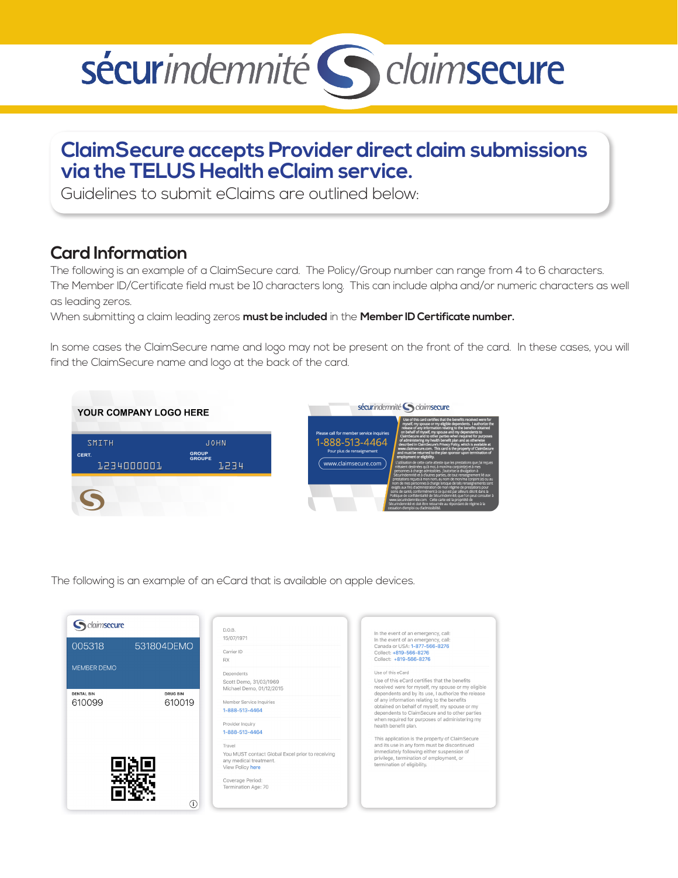# ClaimSecure accepts Provider direct claim submissions via the TELUS Health eClaim service.

Guidelines to submit eClaims are outlined below:

## Card Information

The following is an example of a ClaimSecure card. The Policy/Group number can range from 4 to 6 characters. The Member ID/Certificate field must be 10 characters long. This can include alpha and/or numeric characters as well as leading zeros.

When submitting a claim leading zeros **must be included** in the **Member ID Certificate number.**

In some cases the ClaimSecure name and logo may not be present on the front of the card. In these cases, you will find the ClaimSecure name and logo at the back of the card.

YOUR COMPANY LOGO HERE

SMITH JOHN

CERT. 1234000001

GROUP GROUPE 1234

Please call for member service inquiries 1-888-513-4464 Pour plus de renseignement

www.claimsecure.com

Use of this card certifies that the benefits received were for myself, my spouse or my eligible dependents. I authorize the release of any information relating to the benefits obtained on behalf of myself, my spouse and my dependents to ClaimSecure and to other parties when required for purposes of administering my health benefit plan and as otherwise described in ClaimSecure's Privacy Policy, which is available at www.claimsecure.com. This card is the property of ClaimSecure and must be returned to the plan sponsor upon termination of employment or eligibility.

L'utilisation de cette carte atteste que les prestations que j'ai reçues n'étaient destinées qu'à moi, à mon/ma conjoint(e) et à mes personnes à charge admissibles. J'autorise la divulgation à Sécurindemnité et à d'autres parties, de tout renseignement lié aux prestations reçues à mon nom, au nom de mon/ma conjoint(e) ou au nom de mes personnes à charge lorsque de tels renseignements sont exigés aux fins d'administration de mon régime de prestations pour soins de santé, conformément à ce qui est par ailleurs décrit dans la Politique de confidentialité de Sécurindemnité, que l'on peut consulter à www.securindemnite.com. Cette carte est la propriété de Sécurindemnité et doit être retournée au répondant de régime à la cessation d'emploi ou d'admissibilité.

The following is an example of an eCard that is available on apple devices.

claimsecure

005318 531804DEMO

MEMBER DEMO

DENTAL BIN 610099

DRUG BIN 610019

D.O.B.
15/07/1971

Carrier ID
RX

Dependents
Scott Demo, 31/03/1969
Michael Demo, 01/12/2015

Member Service Inquiries
1-888-513-4464

Provider Inquiry
1-888-513-4464

Travel
You MUST contact Global Excel prior to receiving any medical treatment.
View Policy here

Coverage Period:
Termination Age: 70

In the event of an emergency, call:
In the event of an emergency, call:
Canada or USA: 1-877-566-8276
Collect: +819-566-8276
Collect: +819-566-8276

Use of this eCard
Use of this eCard certifies that the benefits received were for myself, my spouse or my eligible dependents and by its use, I authorize the release of any information relating to the benefits obtained on behalf of myself, my spouse or my dependents to ClaimSecure and to other parties when required for purposes of administering my health benefit plan.

This application is the property of ClaimSecure and its use in any form must be discontinued immediately following either suspension of privilege, termination of employment, or termination of eligibility.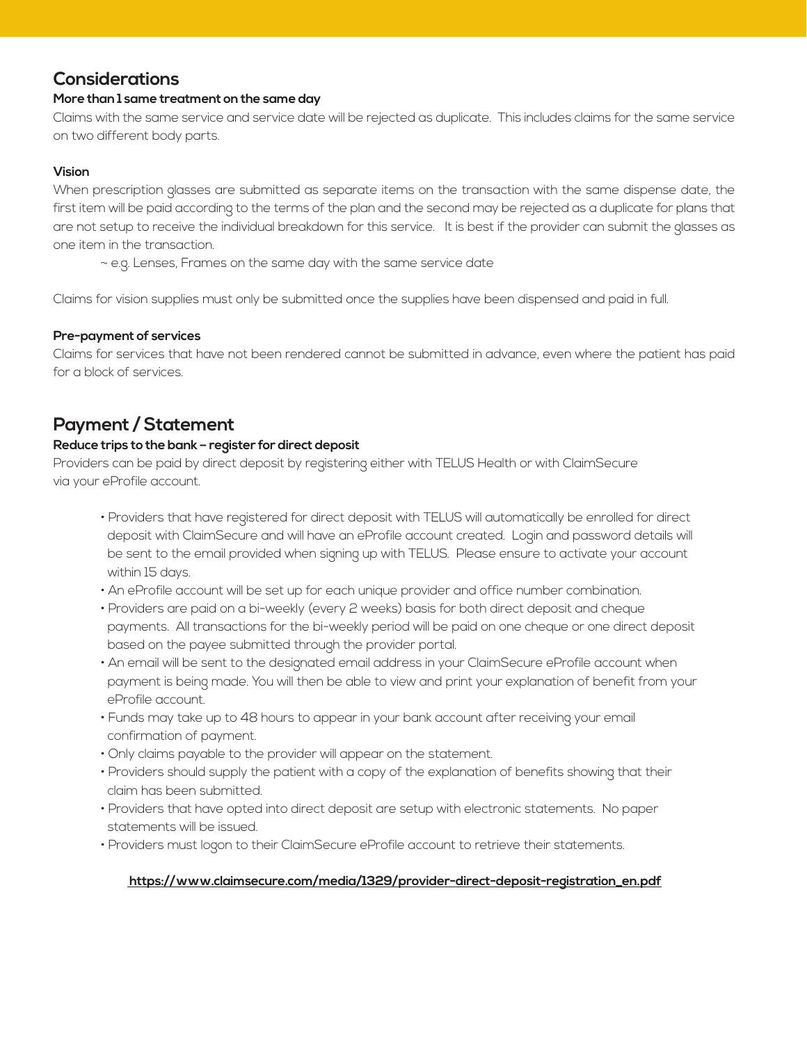## Considerations

**More than 1 same treatment on the same day**

Claims with the same service and service date will be rejected as duplicate. This includes claims for the same service on two different body parts.

**Vision**

When prescription glasses are submitted as separate items on the transaction with the same dispense date, the first item will be paid according to the terms of the plan and the second may be rejected as a duplicate for plans that are not setup to receive the individual breakdown for this service. It is best if the provider can submit the glasses as one item in the transaction.

~ e.g. Lenses, Frames on the same day with the same service date

Claims for vision supplies must only be submitted once the supplies have been dispensed and paid in full.

**Pre-payment of services**

Claims for services that have not been rendered cannot be submitted in advance, even where the patient has paid for a block of services.

## Payment / Statement

**Reduce trips to the bank – register for direct deposit**

Providers can be paid by direct deposit by registering either with TELUS Health or with ClaimSecure via your eProfile account.

- Providers that have registered for direct deposit with TELUS will automatically be enrolled for direct deposit with ClaimSecure and will have an eProfile account created. Login and password details will be sent to the email provided when signing up with TELUS. Please ensure to activate your account within 15 days.
- An eProfile account will be set up for each unique provider and office number combination.
- Providers are paid on a bi-weekly (every 2 weeks) basis for both direct deposit and cheque payments. All transactions for the bi-weekly period will be paid on one cheque or one direct deposit based on the payee submitted through the provider portal.
- An email will be sent to the designated email address in your ClaimSecure eProfile account when payment is being made. You will then be able to view and print your explanation of benefit from your eProfile account.
- Funds may take up to 48 hours to appear in your bank account after receiving your email confirmation of payment.
- Only claims payable to the provider will appear on the statement.
- Providers should supply the patient with a copy of the explanation of benefits showing that their claim has been submitted.
- Providers that have opted into direct deposit are setup with electronic statements. No paper statements will be issued.
- Providers must logon to their ClaimSecure eProfile account to retrieve their statements.

**https://www.claimsecure.com/media/1329/provider-direct-deposit-registration_en.pdf**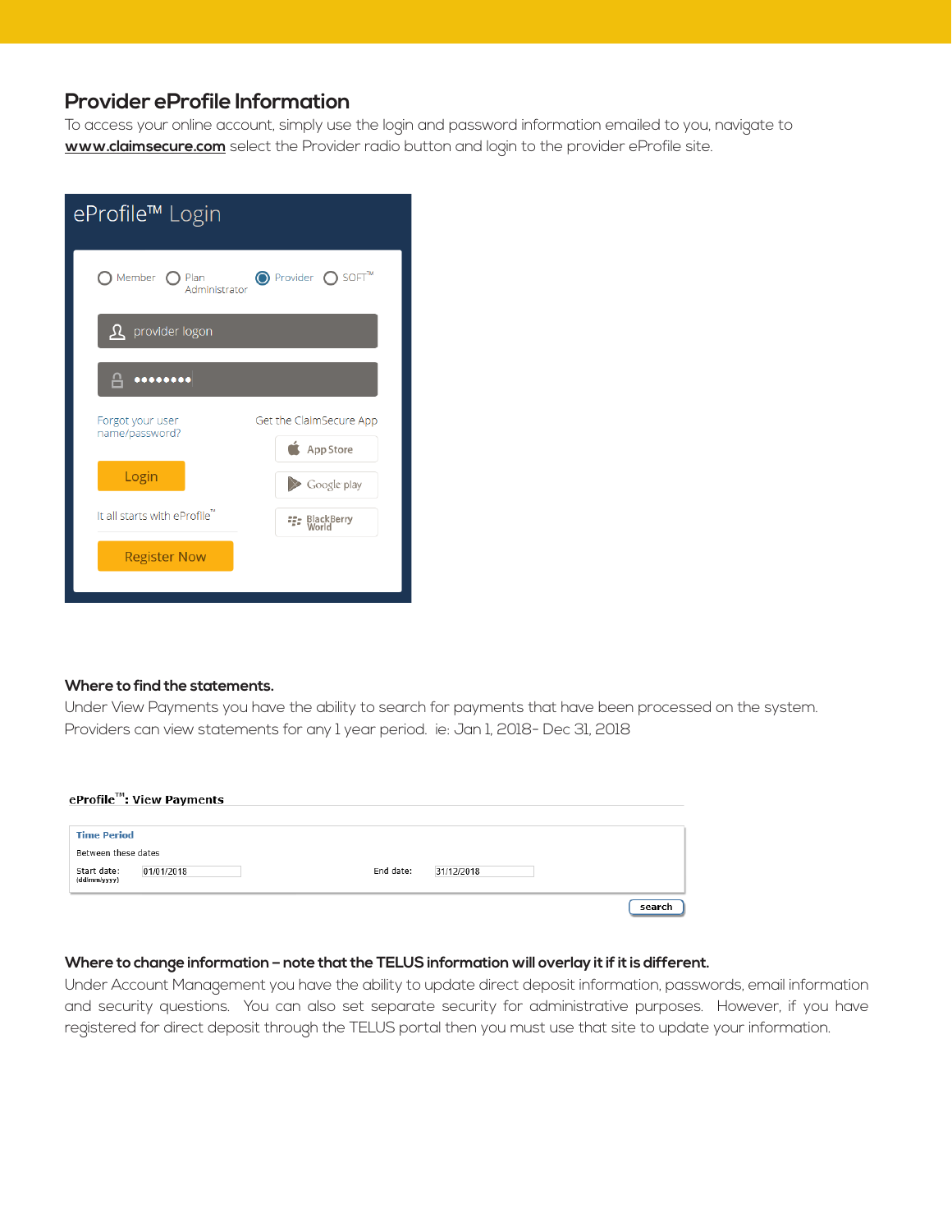## Provider eProfile Information

To access your online account, simply use the login and password information emailed to you, navigate to **www.claimsecure.com** select the Provider radio button and login to the provider eProfile site.

eProfile™ Login

Member | Plan Administrator | Provider | SOFT™

provider logon

••••••••

Forgot your user name/password?

Login

It all starts with eProfile™

Register Now

Get the ClaimSecure App

App Store

Google play

BlackBerry World

### Where to find the statements.

Under View Payments you have the ability to search for payments that have been processed on the system. Providers can view statements for any 1 year period. ie: Jan 1, 2018- Dec 31, 2018

**eProfile™: View Payments**

**Time Period**

Between these dates

Start date: (dd/mm/yyyy) 01/01/2018 End date: 31/12/2018

search

### Where to change information – note that the TELUS information will overlay it if it is different.

Under Account Management you have the ability to update direct deposit information, passwords, email information and security questions. You can also set separate security for administrative purposes. However, if you have registered for direct deposit through the TELUS portal then you must use that site to update your information.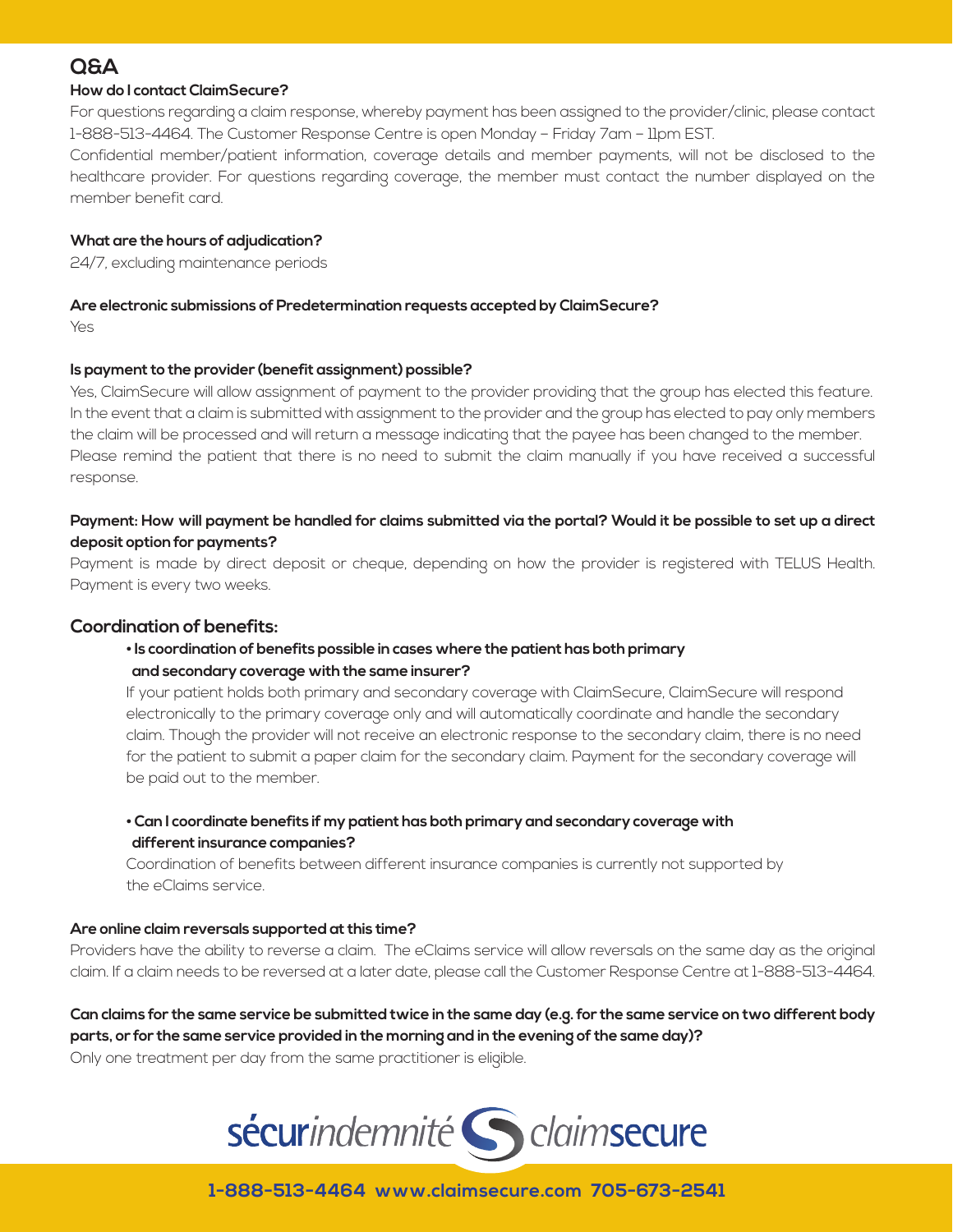## Q&A

**How do I contact ClaimSecure?**

For questions regarding a claim response, whereby payment has been assigned to the provider/clinic, please contact 1-888-513-4464. The Customer Response Centre is open Monday – Friday 7am – 11pm EST.

Confidential member/patient information, coverage details and member payments, will not be disclosed to the healthcare provider. For questions regarding coverage, the member must contact the number displayed on the member benefit card.

**What are the hours of adjudication?**

24/7, excluding maintenance periods

**Are electronic submissions of Predetermination requests accepted by ClaimSecure?**

Yes

**Is payment to the provider (benefit assignment) possible?**

Yes, ClaimSecure will allow assignment of payment to the provider providing that the group has elected this feature. In the event that a claim is submitted with assignment to the provider and the group has elected to pay only members the claim will be processed and will return a message indicating that the payee has been changed to the member. Please remind the patient that there is no need to submit the claim manually if you have received a successful response.

**Payment: How will payment be handled for claims submitted via the portal? Would it be possible to set up a direct deposit option for payments?**

Payment is made by direct deposit or cheque, depending on how the provider is registered with TELUS Health. Payment is every two weeks.

### Coordination of benefits:

- **Is coordination of benefits possible in cases where the patient has both primary and secondary coverage with the same insurer?**

  If your patient holds both primary and secondary coverage with ClaimSecure, ClaimSecure will respond electronically to the primary coverage only and will automatically coordinate and handle the secondary claim. Though the provider will not receive an electronic response to the secondary claim, there is no need for the patient to submit a paper claim for the secondary claim. Payment for the secondary coverage will be paid out to the member.

- **Can I coordinate benefits if my patient has both primary and secondary coverage with different insurance companies?**

  Coordination of benefits between different insurance companies is currently not supported by the eClaims service.

**Are online claim reversals supported at this time?**

Providers have the ability to reverse a claim. The eClaims service will allow reversals on the same day as the original claim. If a claim needs to be reversed at a later date, please call the Customer Response Centre at 1-888-513-4464.

**Can claims for the same service be submitted twice in the same day (e.g. for the same service on two different body parts, or for the same service provided in the morning and in the evening of the same day)?**

Only one treatment per day from the same practitioner is eligible.

sécurindemnité claimsecure

1-888-513-4464 www.claimsecure.com 705-673-2541